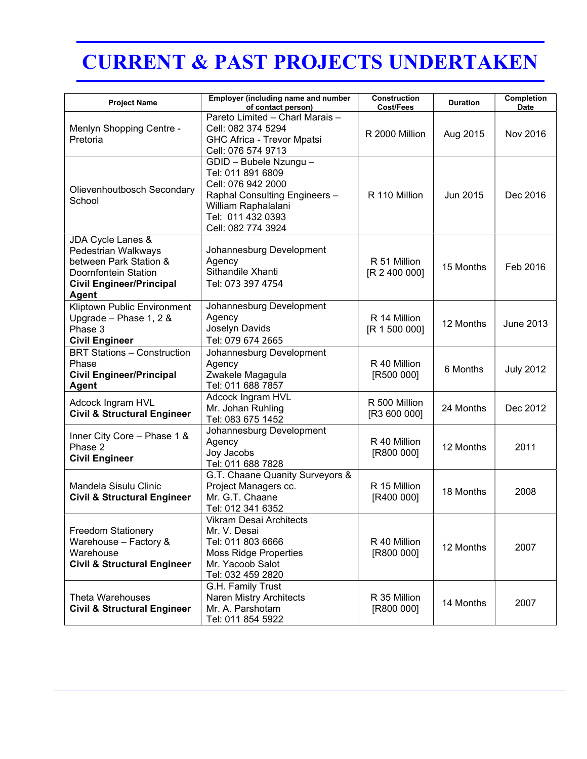# CURRENT & PAST PROJECTS UNDERTAKEN

| Project Name | Employer (including name and number of contact person) | Construction Cost/Fees | Duration | Completion Date |
|---|---|---|---|---|
| Menlyn Shopping Centre - Pretoria | Pareto Limited – Charl Marais – Cell: 082 374 5294<br>GHC Africa - Trevor Mpatsi Cell: 076 574 9713 | R 2000 Million | Aug 2015 | Nov 2016 |
| Olievenhoutbosch Secondary School | GDID – Bubele Nzungu – Tel: 011 891 6809 Cell: 076 942 2000<br>Raphal Consulting Engineers – William Raphalalani Tel: 011 432 0393 Cell: 082 774 3924 | R 110 Million | Jun 2015 | Dec 2016 |
| JDA Cycle Lanes & Pedestrian Walkways between Park Station & Doornfontein Station **Civil Engineer/Principal Agent** | Johannesburg Development Agency Sithandile Xhanti Tel: 073 397 4754 | R 51 Million [R 2 400 000] | 15 Months | Feb 2016 |
| Kliptown Public Environment Upgrade – Phase 1, 2 & Phase 3 **Civil Engineer** | Johannesburg Development Agency Joselyn Davids Tel: 079 674 2665 | R 14 Million [R 1 500 000] | 12 Months | June 2013 |
| BRT Stations – Construction Phase **Civil Engineer/Principal Agent** | Johannesburg Development Agency Zwakele Magagula Tel: 011 688 7857 | R 40 Million [R500 000] | 6 Months | July 2012 |
| Adcock Ingram HVL **Civil & Structural Engineer** | Adcock Ingram HVL Mr. Johan Ruhling Tel: 083 675 1452 | R 500 Million [R3 600 000] | 24 Months | Dec 2012 |
| Inner City Core – Phase 1 & Phase 2 **Civil Engineer** | Johannesburg Development Agency Joy Jacobs Tel: 011 688 7828 | R 40 Million [R800 000] | 12 Months | 2011 |
| Mandela Sisulu Clinic **Civil & Structural Engineer** | G.T. Chaane Quanity Surveyors & Project Managers cc. Mr. G.T. Chaane Tel: 012 341 6352 | R 15 Million [R400 000] | 18 Months | 2008 |
| Freedom Stationery Warehouse – Factory & Warehouse **Civil & Structural Engineer** | Vikram Desai Architects Mr. V. Desai Tel: 011 803 6666<br>Moss Ridge Properties Mr. Yacoob Salot Tel: 032 459 2820 | R 40 Million [R800 000] | 12 Months | 2007 |
| Theta Warehouses **Civil & Structural Engineer** | G.H. Family Trust Naren Mistry Architects Mr. A. Parshotam Tel: 011 854 5922 | R 35 Million [R800 000] | 14 Months | 2007 |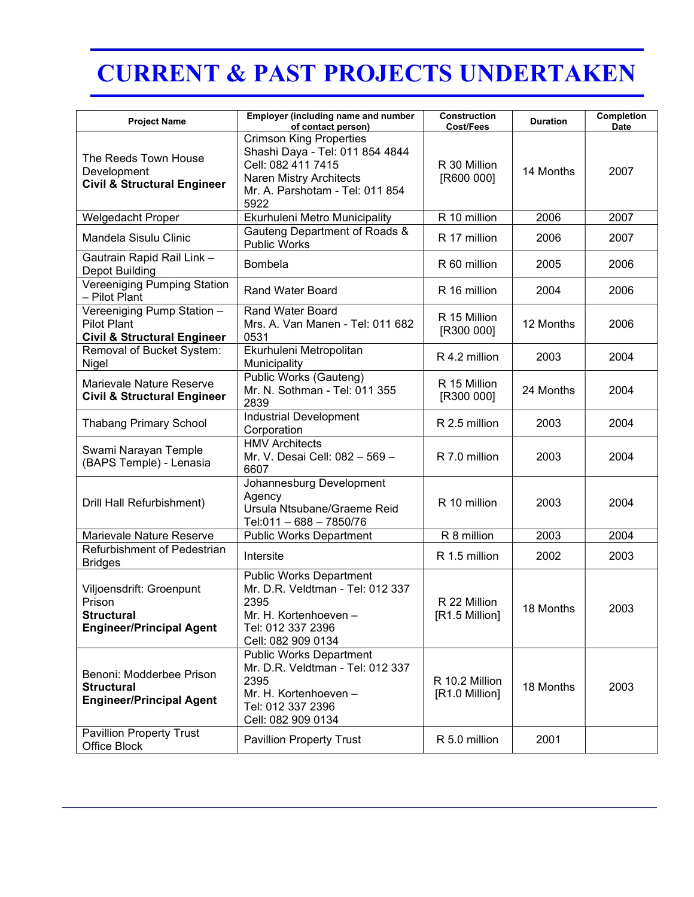# CURRENT & PAST PROJECTS UNDERTAKEN

| Project Name | Employer (including name and number of contact person) | Construction Cost/Fees | Duration | Completion Date |
|---|---|---|---|---|
| The Reeds Town House Development **Civil & Structural Engineer** | Crimson King Properties Shashi Daya - Tel: 011 854 4844 Cell: 082 411 7415 Naren Mistry Architects Mr. A. Parshotam - Tel: 011 854 5922 | R 30 Million [R600 000] | 14 Months | 2007 |
| Welgedacht Proper | Ekurhuleni Metro Municipality | R 10 million | 2006 | 2007 |
| Mandela Sisulu Clinic | Gauteng Department of Roads & Public Works | R 17 million | 2006 | 2007 |
| Gautrain Rapid Rail Link – Depot Building | Bombela | R 60 million | 2005 | 2006 |
| Vereeniging Pumping Station – Pilot Plant | Rand Water Board | R 16 million | 2004 | 2006 |
| Vereeniging Pump Station – Pilot Plant **Civil & Structural Engineer** | Rand Water Board Mrs. A. Van Manen - Tel: 011 682 0531 | R 15 Million [R300 000] | 12 Months | 2006 |
| Removal of Bucket System: Nigel | Ekurhuleni Metropolitan Municipality | R 4.2 million | 2003 | 2004 |
| Marievale Nature Reserve **Civil & Structural Engineer** | Public Works (Gauteng) Mr. N. Sothman - Tel: 011 355 2839 | R 15 Million [R300 000] | 24 Months | 2004 |
| Thabang Primary School | Industrial Development Corporation | R 2.5 million | 2003 | 2004 |
| Swami Narayan Temple (BAPS Temple) - Lenasia | HMV Architects Mr. V. Desai Cell: 082 – 569 – 6607 | R 7.0 million | 2003 | 2004 |
| Drill Hall Refurbishment) | Johannesburg Development Agency Ursula Ntsubane/Graeme Reid Tel:011 – 688 – 7850/76 | R 10 million | 2003 | 2004 |
| Marievale Nature Reserve | Public Works Department | R 8 million | 2003 | 2004 |
| Refurbishment of Pedestrian Bridges | Intersite | R 1.5 million | 2002 | 2003 |
| Viljoensdrift: Groenpunt Prison **Structural Engineer/Principal Agent** | Public Works Department Mr. D.R. Veldtman - Tel: 012 337 2395 Mr. H. Kortenhoeven – Tel: 012 337 2396 Cell: 082 909 0134 | R 22 Million [R1.5 Million] | 18 Months | 2003 |
| Benoni: Modderbee Prison **Structural Engineer/Principal Agent** | Public Works Department Mr. D.R. Veldtman - Tel: 012 337 2395 Mr. H. Kortenhoeven – Tel: 012 337 2396 Cell: 082 909 0134 | R 10.2 Million [R1.0 Million] | 18 Months | 2003 |
| Pavillion Property Trust Office Block | Pavillion Property Trust | R 5.0 million | 2001 | |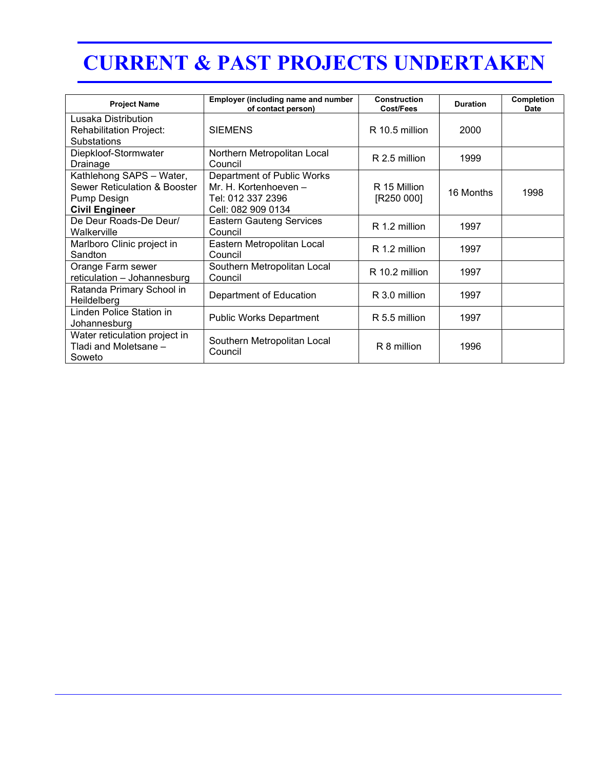# CURRENT & PAST PROJECTS UNDERTAKEN

| Project Name | Employer (including name and number of contact person) | Construction Cost/Fees | Duration | Completion Date |
|---|---|---|---|---|
| Lusaka Distribution Rehabilitation Project: Substations | SIEMENS | R 10.5 million | 2000 | |
| Diepkloof-Stormwater Drainage | Northern Metropolitan Local Council | R 2.5 million | 1999 | |
| Kathlehong SAPS – Water, Sewer Reticulation & Booster Pump Design **Civil Engineer** | Department of Public Works Mr. H. Kortenhoeven – Tel: 012 337 2396 Cell: 082 909 0134 | R 15 Million [R250 000] | 16 Months | 1998 |
| De Deur Roads-De Deur/ Walkerville | Eastern Gauteng Services Council | R 1.2 million | 1997 | |
| Marlboro Clinic project in Sandton | Eastern Metropolitan Local Council | R 1.2 million | 1997 | |
| Orange Farm sewer reticulation – Johannesburg | Southern Metropolitan Local Council | R 10.2 million | 1997 | |
| Ratanda Primary School in Heildelberg | Department of Education | R 3.0 million | 1997 | |
| Linden Police Station in Johannesburg | Public Works Department | R 5.5 million | 1997 | |
| Water reticulation project in Tladi and Moletsane – Soweto | Southern Metropolitan Local Council | R 8 million | 1996 | |